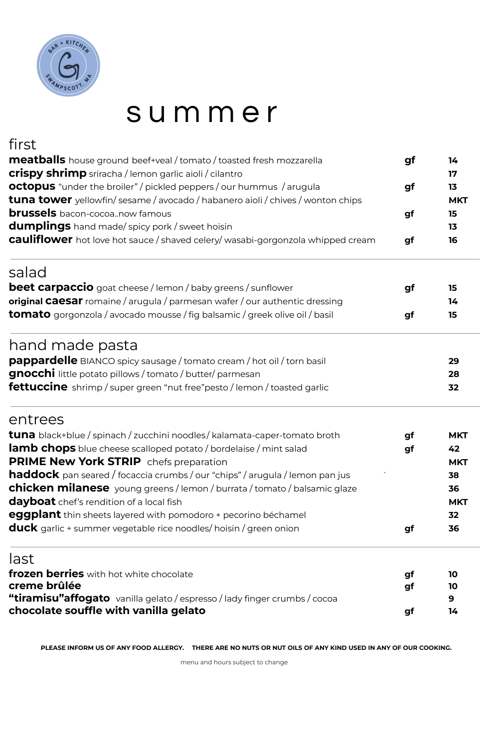# summer

## first

| | | |
|---|---|---|
| **meatballs** house ground beef+veal / tomato / toasted fresh mozzarella | gf | 14 |
| **crispy shrimp** sriracha / lemon garlic aioli / cilantro | | 17 |
| **octopus** "under the broiler" / pickled peppers / our hummus / arugula | gf | 13 |
| **tuna tower** yellowfin/ sesame / avocado / habanero aioli / chives / wonton chips | | MKT |
| **brussels** bacon-cocoa..now famous | gf | 15 |
| **dumplings** hand made/ spicy pork / sweet hoisin | | 13 |
| **cauliflower** hot love hot sauce / shaved celery/ wasabi-gorgonzola whipped cream | gf | 16 |

## salad

| | | |
|---|---|---|
| **beet carpaccio** goat cheese / lemon / baby greens / sunflower | gf | 15 |
| **original caesar** romaine / arugula / parmesan wafer / our authentic dressing | | 14 |
| **tomato** gorgonzola / avocado mousse / fig balsamic / greek olive oil / basil | gf | 15 |

## hand made pasta

| | | |
|---|---|---|
| **pappardelle** BIANCO spicy sausage / tomato cream / hot oil / torn basil | | 29 |
| **gnocchi** little potato pillows / tomato / butter/ parmesan | | 28 |
| **fettuccine** shrimp / super green "nut free"pesto / lemon / toasted garlic | | 32 |

## entrees

| | | |
|---|---|---|
| **tuna** black+blue / spinach / zucchini noodles/ kalamata-caper-tomato broth | gf | MKT |
| **lamb chops** blue cheese scalloped potato / bordelaise / mint salad | gf | 42 |
| **PRIME New York STRIP** chefs preparation | | MKT |
| **haddock** pan seared / focaccia crumbs / our "chips" / arugula / lemon pan jus | | 38 |
| **chicken milanese** young greens / lemon / burrata / tomato / balsamic glaze | | 36 |
| **dayboat** chef's rendition of a local fish | | MKT |
| **eggplant** thin sheets layered with pomodoro + pecorino béchamel | | 32 |
| **duck** garlic + summer vegetable rice noodles/ hoisin / green onion | gf | 36 |

## last

| | | |
|---|---|---|
| **frozen berries** with hot white chocolate | gf | 10 |
| **creme brûlée** | gf | 10 |
| **"tiramisu"affogato** vanilla gelato / espresso / lady finger crumbs / cocoa | | 9 |
| **chocolate souffle with vanilla gelato** | gf | 14 |

**PLEASE INFORM US OF ANY FOOD ALLERGY. THERE ARE NO NUTS OR NUT OILS OF ANY KIND USED IN ANY OF OUR COOKING.**

menu and hours subject to change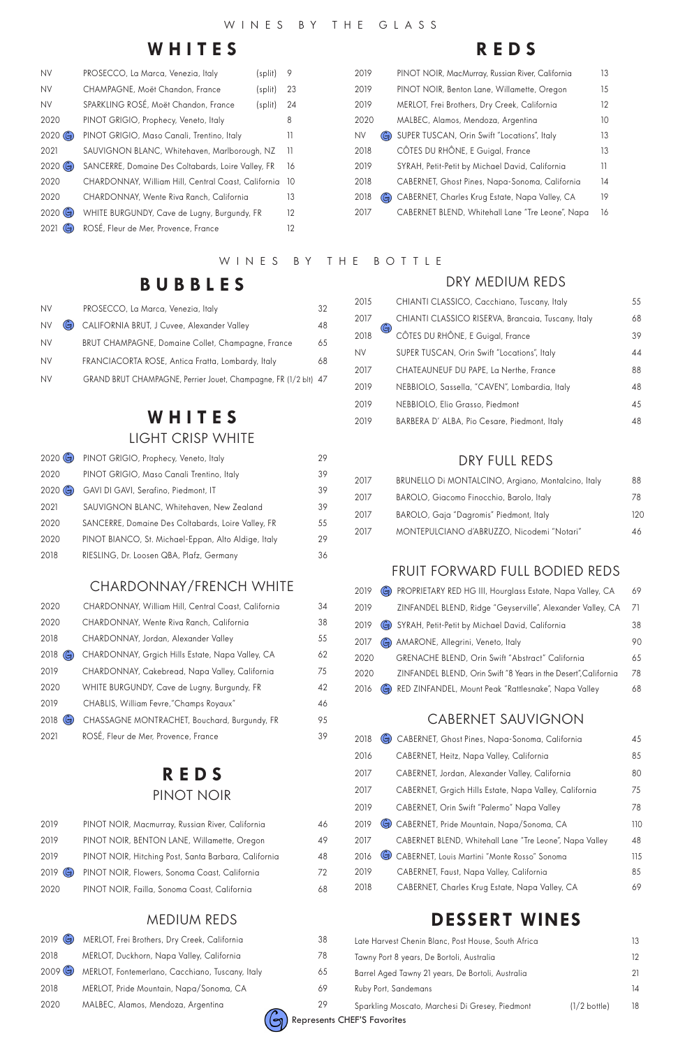# WINES BY THE GLASS

## WHITES

| | | | |
|---|---|---|---|
| NV | PROSECCO, La Marca, Venezia, Italy | (split) | 9 |
| NV | CHAMPAGNE, Moët Chandon, France | (split) | 23 |
| NV | SPARKLING ROSÉ, Moët Chandon, France | (split) | 24 |
| 2020 | PINOT GRIGIO, Prophecy, Veneto, Italy | | 8 |
| 2020 Ⓖ | PINOT GRIGIO, Maso Canali, Trentino, Italy | | 11 |
| 2021 | SAUVIGNON BLANC, Whitehaven, Marlborough, NZ | | 11 |
| 2020 Ⓖ | SANCERRE, Domaine Des Coltabards, Loire Valley, FR | | 16 |
| 2020 | CHARDONNAY, William Hill, Central Coast, California | | 10 |
| 2020 | CHARDONNAY, Wente Riva Ranch, California | | 13 |
| 2020 Ⓖ | WHITE BURGUNDY, Cave de Lugny, Burgundy, FR | | 12 |
| 2021 Ⓖ | ROSÉ, Fleur de Mer, Provence, France | | 12 |

## REDS

| | | |
|---|---|---|
| 2019 | PINOT NOIR, MacMurray, Russian River, California | 13 |
| 2019 | PINOT NOIR, Benton Lane, Willamette, Oregon | 15 |
| 2019 | MERLOT, Frei Brothers, Dry Creek, California | 12 |
| 2020 | MALBEC, Alamos, Mendoza, Argentina | 10 |
| NV Ⓖ | SUPER TUSCAN, Orin Swift "Locations", Italy | 13 |
| 2018 | CÔTES DU RHÔNE, E Guigal, France | 13 |
| 2019 | SYRAH, Petit-Petit by Michael David, California | 11 |
| 2018 | CABERNET, Ghost Pines, Napa-Sonoma, California | 14 |
| 2018 Ⓖ | CABERNET, Charles Krug Estate, Napa Valley, CA | 19 |
| 2017 | CABERNET BLEND, Whitehall Lane "Tre Leone", Napa | 16 |

# WINES BY THE BOTTLE

## BUBBLES

| | | |
|---|---|---|
| NV | PROSECCO, La Marca, Venezia, Italy | 32 |
| NV Ⓖ | CALIFORNIA BRUT, J Cuvee, Alexander Valley | 48 |
| NV | BRUT CHAMPAGNE, Domaine Collet, Champagne, France | 65 |
| NV | FRANCIACORTA ROSE, Antica Fratta, Lombardy, Italy | 68 |
| NV | GRAND BRUT CHAMPAGNE, Perrier Jouet, Champagne, FR (1/2 blt) | 47 |

## WHITES

### LIGHT CRISP WHITE

| | | |
|---|---|---|
| 2020 Ⓖ | PINOT GRIGIO, Prophecy, Veneto, Italy | 29 |
| 2020 | PINOT GRIGIO, Maso Canali Trentino, Italy | 39 |
| 2020 Ⓖ | GAVI DI GAVI, Serafino, Piedmont, IT | 39 |
| 2021 | SAUVIGNON BLANC, Whitehaven, New Zealand | 39 |
| 2020 | SANCERRE, Domaine Des Coltabards, Loire Valley, FR | 55 |
| 2020 | PINOT BIANCO, St. Michael-Eppan, Alto Aldige, Italy | 29 |
| 2018 | RIESLING, Dr. Loosen QBA, Pfalz, Germany | 36 |

### CHARDONNAY/FRENCH WHITE

| | | |
|---|---|---|
| 2020 | CHARDONNAY, William Hill, Central Coast, California | 34 |
| 2020 | CHARDONNAY, Wente Riva Ranch, California | 38 |
| 2018 | CHARDONNAY, Jordan, Alexander Valley | 55 |
| 2018 Ⓖ | CHARDONNAY, Grgich Hills Estate, Napa Valley, CA | 62 |
| 2019 | CHARDONNAY, Cakebread, Napa Valley, California | 75 |
| 2020 | WHITE BURGUNDY, Cave de Lugny, Burgundy, FR | 42 |
| 2019 | CHABLIS, William Fevre,"Champs Royaux" | 46 |
| 2018 Ⓖ | CHASSAGNE MONTRACHET, Bouchard, Burgundy, FR | 95 |
| 2021 | ROSÉ, Fleur de Mer, Provence, France | 39 |

## REDS

### PINOT NOIR

| | | |
|---|---|---|
| 2019 | PINOT NOIR, Macmurray, Russian River, California | 46 |
| 2019 | PINOT NOIR, BENTON LANE, Willamette, Oregon | 49 |
| 2019 | PINOT NOIR, Hitching Post, Santa Barbara, California | 48 |
| 2019 Ⓖ | PINOT NOIR, Flowers, Sonoma Coast, California | 72 |
| 2020 | PINOT NOIR, Failla, Sonoma Coast, California | 68 |

### MEDIUM REDS

| | | |
|---|---|---|
| 2019 Ⓖ | MERLOT, Frei Brothers, Dry Creek, California | 38 |
| 2018 | MERLOT, Duckhorn, Napa Valley, California | 78 |
| 2009 Ⓖ | MERLOT, Fontemerlano, Cacchiano, Tuscany, Italy | 65 |
| 2018 | MERLOT, Pride Mountain, Napa/Sonoma, CA | 69 |
| 2020 | MALBEC, Alamos, Mendoza, Argentina | 29 |

### DRY MEDIUM REDS

| | | |
|---|---|---|
| 2015 | CHIANTI CLASSICO, Cacchiano, Tuscany, Italy | 55 |
| 2017 | CHIANTI CLASSICO RISERVA, Brancaia, Tuscany, Italy | 68 |
| 2018 Ⓖ | CÔTES DU RHÔNE, E Guigal, France | 39 |
| NV | SUPER TUSCAN, Orin Swift "Locations", Italy | 44 |
| 2017 | CHATEAUNEUF DU PAPE, La Nerthe, France | 88 |
| 2019 | NEBBIOLO, Sassella, "CAVEN", Lombardia, Italy | 48 |
| 2019 | NEBBIOLO, Elio Grasso, Piedmont | 45 |
| 2019 | BARBERA D' ALBA, Pio Cesare, Piedmont, Italy | 48 |

### DRY FULL REDS

| | | |
|---|---|---|
| 2017 | BRUNELLO Di MONTALCINO, Argiano, Montalcino, Italy | 88 |
| 2017 | BAROLO, Giacomo Finocchio, Barolo, Italy | 78 |
| 2017 | BAROLO, Gaja "Dagromis" Piedmont, Italy | 120 |
| 2017 | MONTEPULCIANO d'ABRUZZO, Nicodemi "Notari" | 46 |

### FRUIT FORWARD FULL BODIED REDS

| | | |
|---|---|---|
| 2019 Ⓖ | PROPRIETARY RED HG III, Hourglass Estate, Napa Valley, CA | 69 |
| 2019 | ZINFANDEL BLEND, Ridge "Geyserville", Alexander Valley, CA | 71 |
| 2019 Ⓖ | SYRAH, Petit-Petit by Michael David, California | 38 |
| 2017 Ⓖ | AMARONE, Allegrini, Veneto, Italy | 90 |
| 2020 | GRENACHE BLEND, Orin Swift "Abstract" California | 65 |
| 2020 | ZINFANDEL BLEND, Orin Swift "8 Years in the Desert",California | 78 |
| 2016 Ⓖ | RED ZINFANDEL, Mount Peak "Rattlesnake", Napa Valley | 68 |

### CABERNET SAUVIGNON

| | | |
|---|---|---|
| 2018 Ⓖ | CABERNET, Ghost Pines, Napa-Sonoma, California | 45 |
| 2016 | CABERNET, Heitz, Napa Valley, California | 85 |
| 2017 | CABERNET, Jordan, Alexander Valley, California | 80 |
| 2017 | CABERNET, Grgich Hills Estate, Napa Valley, California | 75 |
| 2019 | CABERNET, Orin Swift "Palermo" Napa Valley | 78 |
| 2019 Ⓖ | CABERNET, Pride Mountain, Napa/Sonoma, CA | 110 |
| 2017 | CABERNET BLEND, Whitehall Lane "Tre Leone", Napa Valley | 48 |
| 2016 Ⓖ | CABERNET, Louis Martini "Monte Rosso" Sonoma | 115 |
| 2019 | CABERNET, Faust, Napa Valley, California | 85 |
| 2018 | CABERNET, Charles Krug Estate, Napa Valley, CA | 69 |

## DESSERT WINES

| | | |
|---|---|---|
| Late Harvest Chenin Blanc, Post House, South Africa | | 13 |
| Tawny Port 8 years, De Bortoli, Australia | | 12 |
| Barrel Aged Tawny 21 years, De Bortoli, Australia | | 21 |
| Ruby Port, Sandemans | | 14 |
| Sparkling Moscato, Marchesi Di Gresey, Piedmont | (1/2 bottle) | 18 |

Ⓖ Represents CHEF'S Favorites